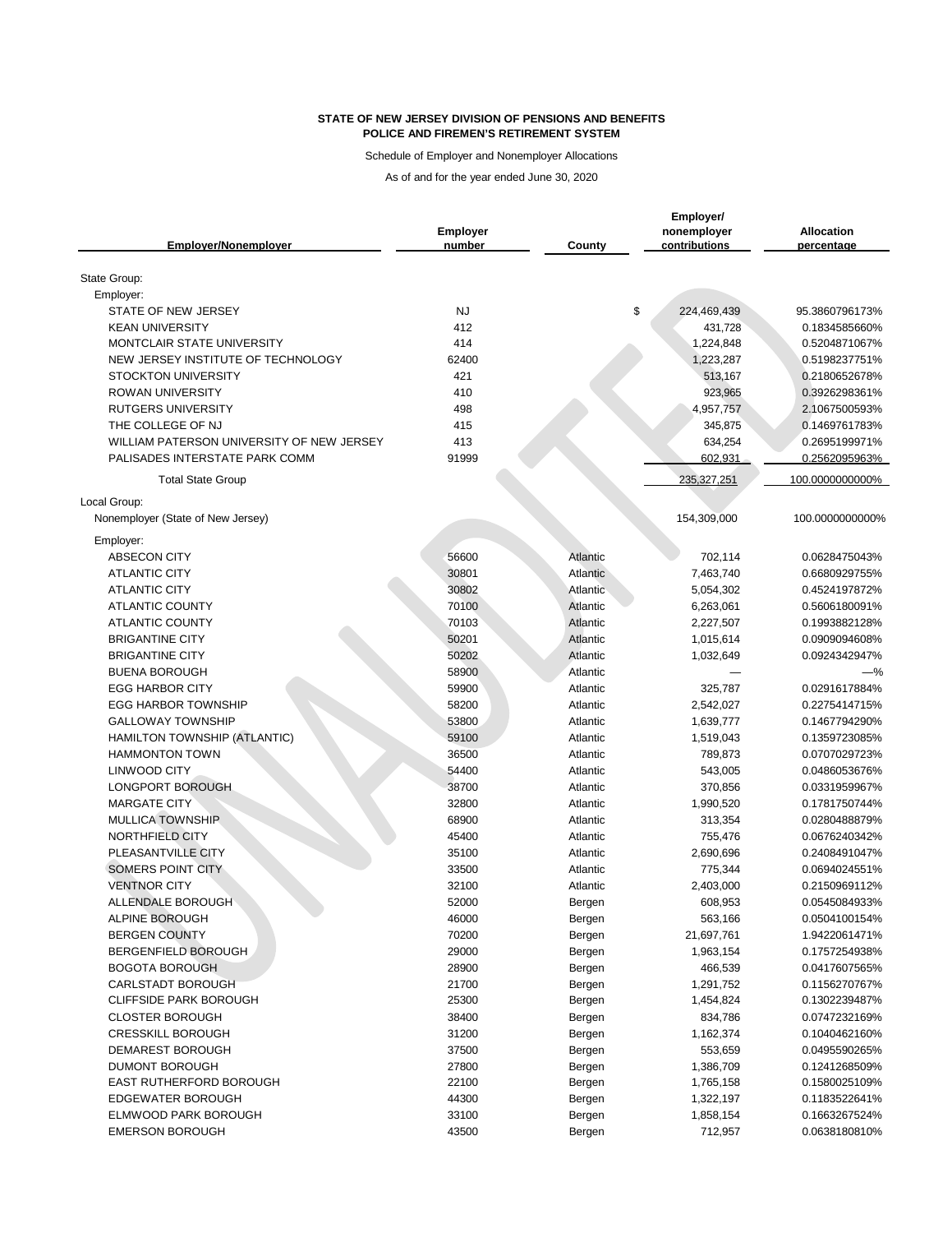**STATE OF NEW JERSEY DIVISION OF PENSIONS AND BENEFITS**
**POLICE AND FIREMEN'S RETIREMENT SYSTEM**

Schedule of Employer and Nonemployer Allocations

As of and for the year ended June 30, 2020

UNAUDITED

| Employer/Nonemployer | Employer number | County | Employer/ nonemployer contributions | Allocation percentage |
|---|---|---|---|---|
| State Group: | | | | |
| Employer: | | | | |
| STATE OF NEW JERSEY | NJ | | $ 224,469,439 | 95.3860796173% |
| KEAN UNIVERSITY | 412 | | 431,728 | 0.1834585660% |
| MONTCLAIR STATE UNIVERSITY | 414 | | 1,224,848 | 0.5204871067% |
| NEW JERSEY INSTITUTE OF TECHNOLOGY | 62400 | | 1,223,287 | 0.5198237751% |
| STOCKTON UNIVERSITY | 421 | | 513,167 | 0.2180652678% |
| ROWAN UNIVERSITY | 410 | | 923,965 | 0.3926298361% |
| RUTGERS UNIVERSITY | 498 | | 4,957,757 | 2.1067500593% |
| THE COLLEGE OF NJ | 415 | | 345,875 | 0.1469761783% |
| WILLIAM PATERSON UNIVERSITY OF NEW JERSEY | 413 | | 634,254 | 0.2695199971% |
| PALISADES INTERSTATE PARK COMM | 91999 | | 602,931 | 0.2562095963% |
| Total State Group | | | 235,327,251 | 100.0000000000% |
| Local Group: | | | | |
| Nonemployer (State of New Jersey) | | | 154,309,000 | 100.0000000000% |
| Employer: | | | | |
| ABSECON CITY | 56600 | Atlantic | 702,114 | 0.0628475043% |
| ATLANTIC CITY | 30801 | Atlantic | 7,463,740 | 0.6680929755% |
| ATLANTIC CITY | 30802 | Atlantic | 5,054,302 | 0.4524197872% |
| ATLANTIC COUNTY | 70100 | Atlantic | 6,263,061 | 0.5606180091% |
| ATLANTIC COUNTY | 70103 | Atlantic | 2,227,507 | 0.1993882128% |
| BRIGANTINE CITY | 50201 | Atlantic | 1,015,614 | 0.0909094608% |
| BRIGANTINE CITY | 50202 | Atlantic | 1,032,649 | 0.0924342947% |
| BUENA BOROUGH | 58900 | Atlantic | — | —% |
| EGG HARBOR CITY | 59900 | Atlantic | 325,787 | 0.0291617884% |
| EGG HARBOR TOWNSHIP | 58200 | Atlantic | 2,542,027 | 0.2275414715% |
| GALLOWAY TOWNSHIP | 53800 | Atlantic | 1,639,777 | 0.1467794290% |
| HAMILTON TOWNSHIP (ATLANTIC) | 59100 | Atlantic | 1,519,043 | 0.1359723085% |
| HAMMONTON TOWN | 36500 | Atlantic | 789,873 | 0.0707029723% |
| LINWOOD CITY | 54400 | Atlantic | 543,005 | 0.0486053676% |
| LONGPORT BOROUGH | 38700 | Atlantic | 370,856 | 0.0331959967% |
| MARGATE CITY | 32800 | Atlantic | 1,990,520 | 0.1781750744% |
| MULLICA TOWNSHIP | 68900 | Atlantic | 313,354 | 0.0280488879% |
| NORTHFIELD CITY | 45400 | Atlantic | 755,476 | 0.0676240342% |
| PLEASANTVILLE CITY | 35100 | Atlantic | 2,690,696 | 0.2408491047% |
| SOMERS POINT CITY | 33500 | Atlantic | 775,344 | 0.0694024551% |
| VENTNOR CITY | 32100 | Atlantic | 2,403,000 | 0.2150969112% |
| ALLENDALE BOROUGH | 52000 | Bergen | 608,953 | 0.0545084933% |
| ALPINE BOROUGH | 46000 | Bergen | 563,166 | 0.0504100154% |
| BERGEN COUNTY | 70200 | Bergen | 21,697,761 | 1.9422061471% |
| BERGENFIELD BOROUGH | 29000 | Bergen | 1,963,154 | 0.1757254938% |
| BOGOTA BOROUGH | 28900 | Bergen | 466,539 | 0.0417607565% |
| CARLSTADT BOROUGH | 21700 | Bergen | 1,291,752 | 0.1156270767% |
| CLIFFSIDE PARK BOROUGH | 25300 | Bergen | 1,454,824 | 0.1302239487% |
| CLOSTER BOROUGH | 38400 | Bergen | 834,786 | 0.0747232169% |
| CRESSKILL BOROUGH | 31200 | Bergen | 1,162,374 | 0.1040462160% |
| DEMAREST BOROUGH | 37500 | Bergen | 553,659 | 0.0495590265% |
| DUMONT BOROUGH | 27800 | Bergen | 1,386,709 | 0.1241268509% |
| EAST RUTHERFORD BOROUGH | 22100 | Bergen | 1,765,158 | 0.1580025109% |
| EDGEWATER BOROUGH | 44300 | Bergen | 1,322,197 | 0.1183522641% |
| ELMWOOD PARK BOROUGH | 33100 | Bergen | 1,858,154 | 0.1663267524% |
| EMERSON BOROUGH | 43500 | Bergen | 712,957 | 0.0638180810% |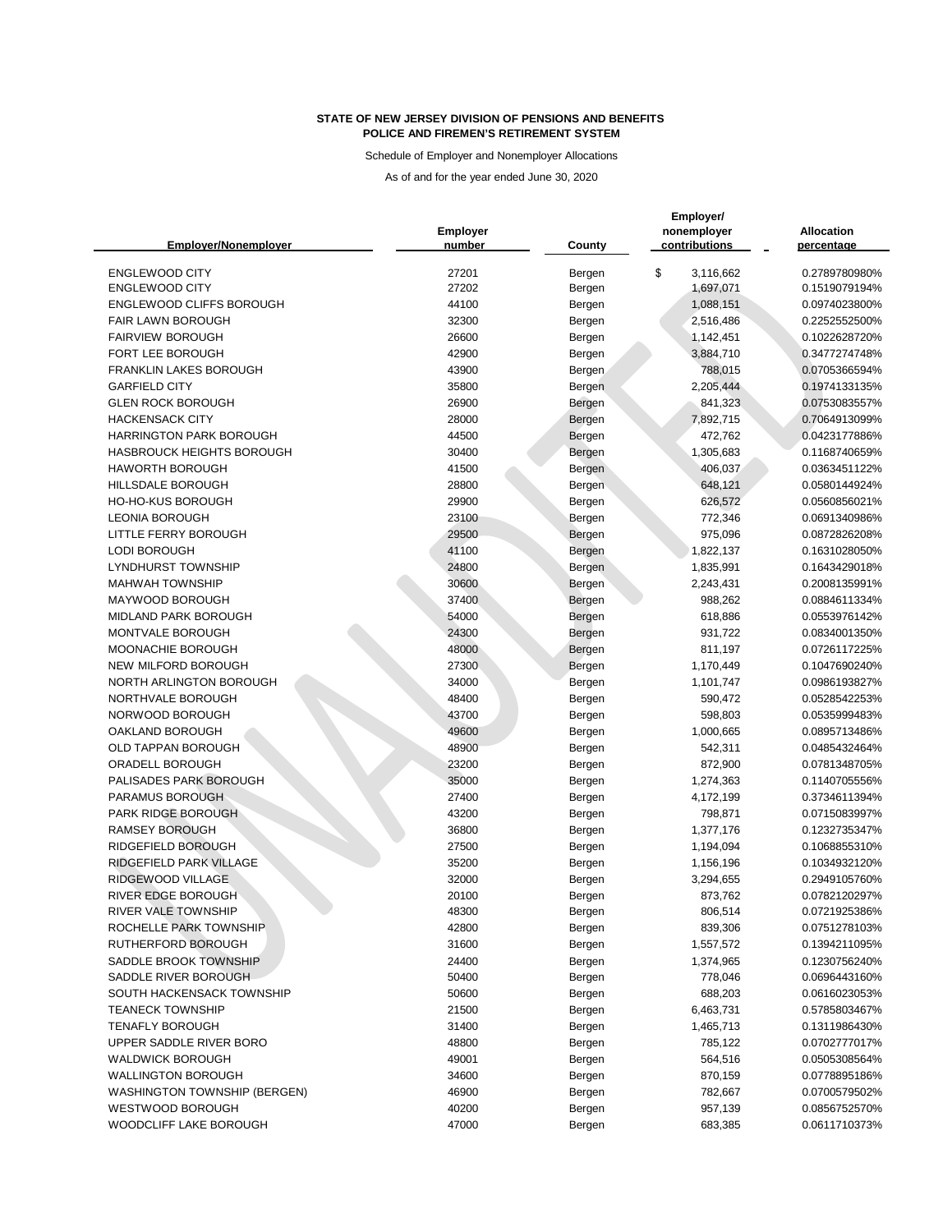**STATE OF NEW JERSEY DIVISION OF PENSIONS AND BENEFITS**
**POLICE AND FIREMEN'S RETIREMENT SYSTEM**

Schedule of Employer and Nonemployer Allocations

As of and for the year ended June 30, 2020

| Employer/Nonemployer | Employer number | County | Employer/ nonemployer contributions | Allocation percentage |
|---|---|---|---|---|
| ENGLEWOOD CITY | 27201 | Bergen | $ 3,116,662 | 0.2789780980% |
| ENGLEWOOD CITY | 27202 | Bergen | 1,697,071 | 0.1519079194% |
| ENGLEWOOD CLIFFS BOROUGH | 44100 | Bergen | 1,088,151 | 0.0974023800% |
| FAIR LAWN BOROUGH | 32300 | Bergen | 2,516,486 | 0.2252552500% |
| FAIRVIEW BOROUGH | 26600 | Bergen | 1,142,451 | 0.1022628720% |
| FORT LEE BOROUGH | 42900 | Bergen | 3,884,710 | 0.3477274748% |
| FRANKLIN LAKES BOROUGH | 43900 | Bergen | 788,015 | 0.0705366594% |
| GARFIELD CITY | 35800 | Bergen | 2,205,444 | 0.1974133135% |
| GLEN ROCK BOROUGH | 26900 | Bergen | 841,323 | 0.0753083557% |
| HACKENSACK CITY | 28000 | Bergen | 7,892,715 | 0.7064913099% |
| HARRINGTON PARK BOROUGH | 44500 | Bergen | 472,762 | 0.0423177886% |
| HASBROUCK HEIGHTS BOROUGH | 30400 | Bergen | 1,305,683 | 0.1168740659% |
| HAWORTH BOROUGH | 41500 | Bergen | 406,037 | 0.0363451122% |
| HILLSDALE BOROUGH | 28800 | Bergen | 648,121 | 0.0580144924% |
| HO-HO-KUS BOROUGH | 29900 | Bergen | 626,572 | 0.0560856021% |
| LEONIA BOROUGH | 23100 | Bergen | 772,346 | 0.0691340986% |
| LITTLE FERRY BOROUGH | 29500 | Bergen | 975,096 | 0.0872826208% |
| LODI BOROUGH | 41100 | Bergen | 1,822,137 | 0.1631028050% |
| LYNDHURST TOWNSHIP | 24800 | Bergen | 1,835,991 | 0.1643429018% |
| MAHWAH TOWNSHIP | 30600 | Bergen | 2,243,431 | 0.2008135991% |
| MAYWOOD BOROUGH | 37400 | Bergen | 988,262 | 0.0884611334% |
| MIDLAND PARK BOROUGH | 54000 | Bergen | 618,886 | 0.0553976142% |
| MONTVALE BOROUGH | 24300 | Bergen | 931,722 | 0.0834001350% |
| MOONACHIE BOROUGH | 48000 | Bergen | 811,197 | 0.0726117225% |
| NEW MILFORD BOROUGH | 27300 | Bergen | 1,170,449 | 0.1047690240% |
| NORTH ARLINGTON BOROUGH | 34000 | Bergen | 1,101,747 | 0.0986193827% |
| NORTHVALE BOROUGH | 48400 | Bergen | 590,472 | 0.0528542253% |
| NORWOOD BOROUGH | 43700 | Bergen | 598,803 | 0.0535999483% |
| OAKLAND BOROUGH | 49600 | Bergen | 1,000,665 | 0.0895713486% |
| OLD TAPPAN BOROUGH | 48900 | Bergen | 542,311 | 0.0485432464% |
| ORADELL BOROUGH | 23200 | Bergen | 872,900 | 0.0781348705% |
| PALISADES PARK BOROUGH | 35000 | Bergen | 1,274,363 | 0.1140705556% |
| PARAMUS BOROUGH | 27400 | Bergen | 4,172,199 | 0.3734611394% |
| PARK RIDGE BOROUGH | 43200 | Bergen | 798,871 | 0.0715083997% |
| RAMSEY BOROUGH | 36800 | Bergen | 1,377,176 | 0.1232735347% |
| RIDGEFIELD BOROUGH | 27500 | Bergen | 1,194,094 | 0.1068855310% |
| RIDGEFIELD PARK VILLAGE | 35200 | Bergen | 1,156,196 | 0.1034932120% |
| RIDGEWOOD VILLAGE | 32000 | Bergen | 3,294,655 | 0.2949105760% |
| RIVER EDGE BOROUGH | 20100 | Bergen | 873,762 | 0.0782120297% |
| RIVER VALE TOWNSHIP | 48300 | Bergen | 806,514 | 0.0721925386% |
| ROCHELLE PARK TOWNSHIP | 42800 | Bergen | 839,306 | 0.0751278103% |
| RUTHERFORD BOROUGH | 31600 | Bergen | 1,557,572 | 0.1394211095% |
| SADDLE BROOK TOWNSHIP | 24400 | Bergen | 1,374,965 | 0.1230756240% |
| SADDLE RIVER BOROUGH | 50400 | Bergen | 778,046 | 0.0696443160% |
| SOUTH HACKENSACK TOWNSHIP | 50600 | Bergen | 688,203 | 0.0616023053% |
| TEANECK TOWNSHIP | 21500 | Bergen | 6,463,731 | 0.5785803467% |
| TENAFLY BOROUGH | 31400 | Bergen | 1,465,713 | 0.1311986430% |
| UPPER SADDLE RIVER BORO | 48800 | Bergen | 785,122 | 0.0702777017% |
| WALDWICK BOROUGH | 49001 | Bergen | 564,516 | 0.0505308564% |
| WALLINGTON BOROUGH | 34600 | Bergen | 870,159 | 0.0778895186% |
| WASHINGTON TOWNSHIP (BERGEN) | 46900 | Bergen | 782,667 | 0.0700579502% |
| WESTWOOD BOROUGH | 40200 | Bergen | 957,139 | 0.0856752570% |
| WOODCLIFF LAKE BOROUGH | 47000 | Bergen | 683,385 | 0.0611710373% |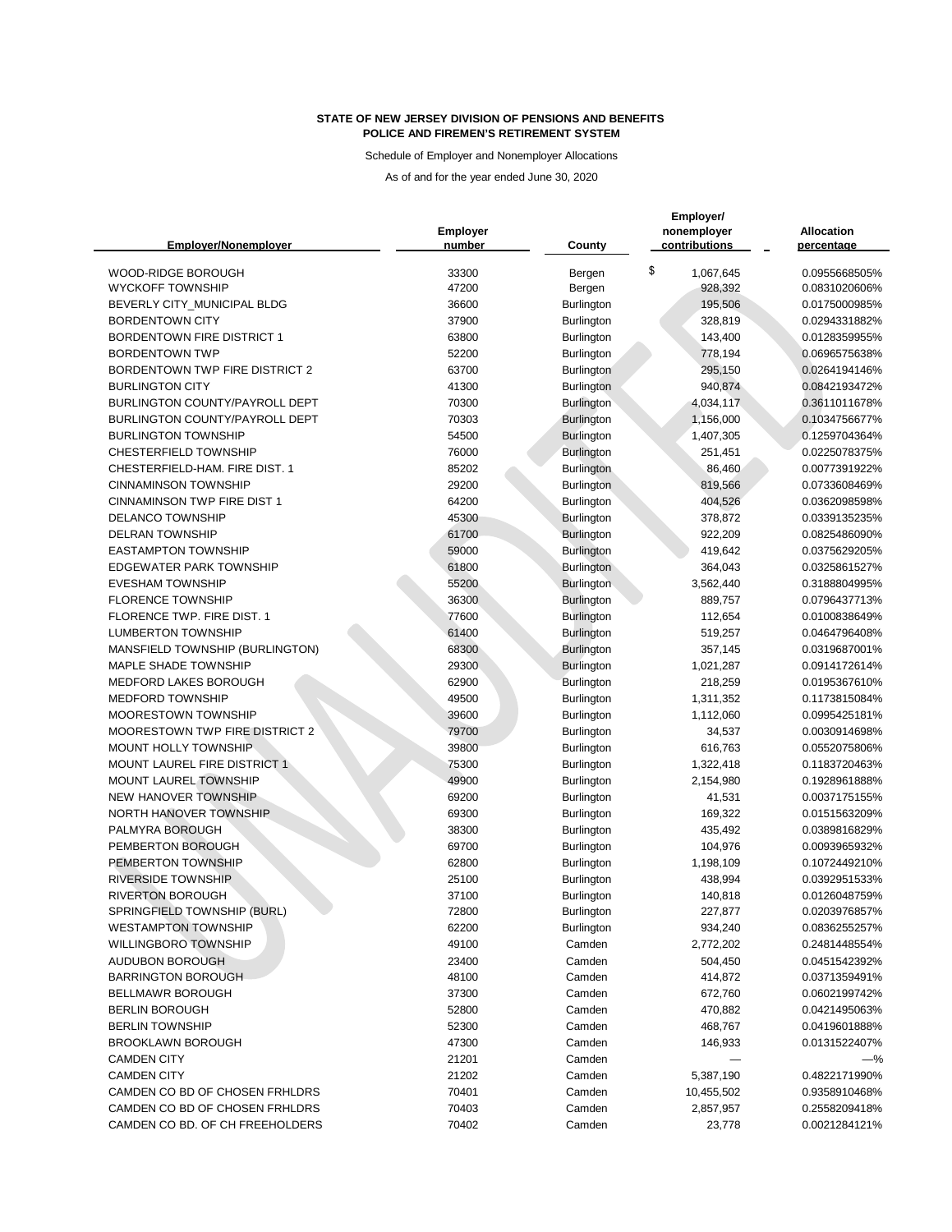**STATE OF NEW JERSEY DIVISION OF PENSIONS AND BENEFITS**
**POLICE AND FIREMEN'S RETIREMENT SYSTEM**

Schedule of Employer and Nonemployer Allocations

As of and for the year ended June 30, 2020

| Employer/Nonemployer | Employer number | County | Employer/ nonemployer contributions | Allocation percentage |
|---|---|---|---|---|
| WOOD-RIDGE BOROUGH | 33300 | Bergen | $ 1,067,645 | 0.0955668505% |
| WYCKOFF TOWNSHIP | 47200 | Bergen | 928,392 | 0.0831020606% |
| BEVERLY CITY_MUNICIPAL BLDG | 36600 | Burlington | 195,506 | 0.0175000985% |
| BORDENTOWN CITY | 37900 | Burlington | 328,819 | 0.0294331882% |
| BORDENTOWN FIRE DISTRICT 1 | 63800 | Burlington | 143,400 | 0.0128359955% |
| BORDENTOWN TWP | 52200 | Burlington | 778,194 | 0.0696575638% |
| BORDENTOWN TWP FIRE DISTRICT 2 | 63700 | Burlington | 295,150 | 0.0264194146% |
| BURLINGTON CITY | 41300 | Burlington | 940,874 | 0.0842193472% |
| BURLINGTON COUNTY/PAYROLL DEPT | 70300 | Burlington | 4,034,117 | 0.3611011678% |
| BURLINGTON COUNTY/PAYROLL DEPT | 70303 | Burlington | 1,156,000 | 0.1034756677% |
| BURLINGTON TOWNSHIP | 54500 | Burlington | 1,407,305 | 0.1259704364% |
| CHESTERFIELD TOWNSHIP | 76000 | Burlington | 251,451 | 0.0225078375% |
| CHESTERFIELD-HAM. FIRE DIST. 1 | 85202 | Burlington | 86,460 | 0.0077391922% |
| CINNAMINSON TOWNSHIP | 29200 | Burlington | 819,566 | 0.0733608469% |
| CINNAMINSON TWP FIRE DIST 1 | 64200 | Burlington | 404,526 | 0.0362098598% |
| DELANCO TOWNSHIP | 45300 | Burlington | 378,872 | 0.0339135235% |
| DELRAN TOWNSHIP | 61700 | Burlington | 922,209 | 0.0825486090% |
| EASTAMPTON TOWNSHIP | 59000 | Burlington | 419,642 | 0.0375629205% |
| EDGEWATER PARK TOWNSHIP | 61800 | Burlington | 364,043 | 0.0325861527% |
| EVESHAM TOWNSHIP | 55200 | Burlington | 3,562,440 | 0.3188804995% |
| FLORENCE TOWNSHIP | 36300 | Burlington | 889,757 | 0.0796437713% |
| FLORENCE TWP. FIRE DIST. 1 | 77600 | Burlington | 112,654 | 0.0100838649% |
| LUMBERTON TOWNSHIP | 61400 | Burlington | 519,257 | 0.0464796408% |
| MANSFIELD TOWNSHIP (BURLINGTON) | 68300 | Burlington | 357,145 | 0.0319687001% |
| MAPLE SHADE TOWNSHIP | 29300 | Burlington | 1,021,287 | 0.0914172614% |
| MEDFORD LAKES BOROUGH | 62900 | Burlington | 218,259 | 0.0195367610% |
| MEDFORD TOWNSHIP | 49500 | Burlington | 1,311,352 | 0.1173815084% |
| MOORESTOWN TOWNSHIP | 39600 | Burlington | 1,112,060 | 0.0995425181% |
| MOORESTOWN TWP FIRE DISTRICT 2 | 79700 | Burlington | 34,537 | 0.0030914698% |
| MOUNT HOLLY TOWNSHIP | 39800 | Burlington | 616,763 | 0.0552075806% |
| MOUNT LAUREL FIRE DISTRICT 1 | 75300 | Burlington | 1,322,418 | 0.1183720463% |
| MOUNT LAUREL TOWNSHIP | 49900 | Burlington | 2,154,980 | 0.1928961888% |
| NEW HANOVER TOWNSHIP | 69200 | Burlington | 41,531 | 0.0037175155% |
| NORTH HANOVER TOWNSHIP | 69300 | Burlington | 169,322 | 0.0151563209% |
| PALMYRA BOROUGH | 38300 | Burlington | 435,492 | 0.0389816829% |
| PEMBERTON BOROUGH | 69700 | Burlington | 104,976 | 0.0093965932% |
| PEMBERTON TOWNSHIP | 62800 | Burlington | 1,198,109 | 0.1072449210% |
| RIVERSIDE TOWNSHIP | 25100 | Burlington | 438,994 | 0.0392951533% |
| RIVERTON BOROUGH | 37100 | Burlington | 140,818 | 0.0126048759% |
| SPRINGFIELD TOWNSHIP (BURL) | 72800 | Burlington | 227,877 | 0.0203976857% |
| WESTAMPTON TOWNSHIP | 62200 | Burlington | 934,240 | 0.0836255257% |
| WILLINGBORO TOWNSHIP | 49100 | Camden | 2,772,202 | 0.2481448554% |
| AUDUBON BOROUGH | 23400 | Camden | 504,450 | 0.0451542392% |
| BARRINGTON BOROUGH | 48100 | Camden | 414,872 | 0.0371359491% |
| BELLMAWR BOROUGH | 37300 | Camden | 672,760 | 0.0602199742% |
| BERLIN BOROUGH | 52800 | Camden | 470,882 | 0.0421495063% |
| BERLIN TOWNSHIP | 52300 | Camden | 468,767 | 0.0419601888% |
| BROOKLAWN BOROUGH | 47300 | Camden | 146,933 | 0.0131522407% |
| CAMDEN CITY | 21201 | Camden | — | —% |
| CAMDEN CITY | 21202 | Camden | 5,387,190 | 0.4822171990% |
| CAMDEN CO BD OF CHOSEN FRHLDRS | 70401 | Camden | 10,455,502 | 0.9358910468% |
| CAMDEN CO BD OF CHOSEN FRHLDRS | 70403 | Camden | 2,857,957 | 0.2558209418% |
| CAMDEN CO BD. OF CH FREEHOLDERS | 70402 | Camden | 23,778 | 0.0021284121% |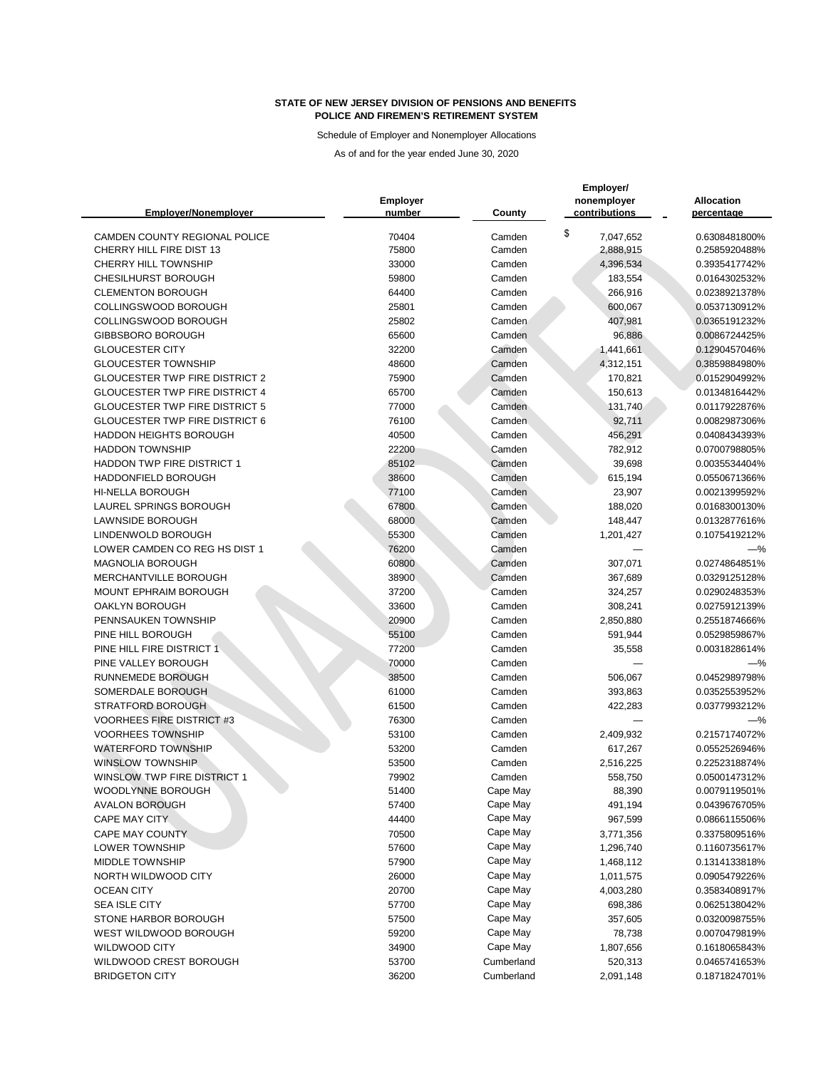**STATE OF NEW JERSEY DIVISION OF PENSIONS AND BENEFITS**
**POLICE AND FIREMEN'S RETIREMENT SYSTEM**

Schedule of Employer and Nonemployer Allocations

As of and for the year ended June 30, 2020

| Employer/Nonemployer | Employer number | County | Employer/ nonemployer contributions | Allocation percentage |
|---|---|---|---|---|
| CAMDEN COUNTY REGIONAL POLICE | 70404 | Camden | $ 7,047,652 | 0.6308481800% |
| CHERRY HILL FIRE DIST 13 | 75800 | Camden | 2,888,915 | 0.2585920488% |
| CHERRY HILL TOWNSHIP | 33000 | Camden | 4,396,534 | 0.3935417742% |
| CHESILHURST BOROUGH | 59800 | Camden | 183,554 | 0.0164302532% |
| CLEMENTON BOROUGH | 64400 | Camden | 266,916 | 0.0238921378% |
| COLLINGSWOOD BOROUGH | 25801 | Camden | 600,067 | 0.0537130912% |
| COLLINGSWOOD BOROUGH | 25802 | Camden | 407,981 | 0.0365191232% |
| GIBBSBORO BOROUGH | 65600 | Camden | 96,886 | 0.0086724425% |
| GLOUCESTER CITY | 32200 | Camden | 1,441,661 | 0.1290457046% |
| GLOUCESTER TOWNSHIP | 48600 | Camden | 4,312,151 | 0.3859884980% |
| GLOUCESTER TWP FIRE DISTRICT 2 | 75900 | Camden | 170,821 | 0.0152904992% |
| GLOUCESTER TWP FIRE DISTRICT 4 | 65700 | Camden | 150,613 | 0.0134816442% |
| GLOUCESTER TWP FIRE DISTRICT 5 | 77000 | Camden | 131,740 | 0.0117922876% |
| GLOUCESTER TWP FIRE DISTRICT 6 | 76100 | Camden | 92,711 | 0.0082987306% |
| HADDON HEIGHTS BOROUGH | 40500 | Camden | 456,291 | 0.0408434393% |
| HADDON TOWNSHIP | 22200 | Camden | 782,912 | 0.0700798805% |
| HADDON TWP FIRE DISTRICT 1 | 85102 | Camden | 39,698 | 0.0035534404% |
| HADDONFIELD BOROUGH | 38600 | Camden | 615,194 | 0.0550671366% |
| HI-NELLA BOROUGH | 77100 | Camden | 23,907 | 0.0021399592% |
| LAUREL SPRINGS BOROUGH | 67800 | Camden | 188,020 | 0.0168300130% |
| LAWNSIDE BOROUGH | 68000 | Camden | 148,447 | 0.0132877616% |
| LINDENWOLD BOROUGH | 55300 | Camden | 1,201,427 | 0.1075419212% |
| LOWER CAMDEN CO REG HS DIST 1 | 76200 | Camden | — | —% |
| MAGNOLIA BOROUGH | 60800 | Camden | 307,071 | 0.0274864851% |
| MERCHANTVILLE BOROUGH | 38900 | Camden | 367,689 | 0.0329125128% |
| MOUNT EPHRAIM BOROUGH | 37200 | Camden | 324,257 | 0.0290248353% |
| OAKLYN BOROUGH | 33600 | Camden | 308,241 | 0.0275912139% |
| PENNSAUKEN TOWNSHIP | 20900 | Camden | 2,850,880 | 0.2551874666% |
| PINE HILL BOROUGH | 55100 | Camden | 591,944 | 0.0529859867% |
| PINE HILL FIRE DISTRICT 1 | 77200 | Camden | 35,558 | 0.0031828614% |
| PINE VALLEY BOROUGH | 70000 | Camden | — | —% |
| RUNNEMEDE BOROUGH | 38500 | Camden | 506,067 | 0.0452989798% |
| SOMERDALE BOROUGH | 61000 | Camden | 393,863 | 0.0352553952% |
| STRATFORD BOROUGH | 61500 | Camden | 422,283 | 0.0377993212% |
| VOORHEES FIRE DISTRICT #3 | 76300 | Camden | — | —% |
| VOORHEES TOWNSHIP | 53100 | Camden | 2,409,932 | 0.2157174072% |
| WATERFORD TOWNSHIP | 53200 | Camden | 617,267 | 0.0552526946% |
| WINSLOW TOWNSHIP | 53500 | Camden | 2,516,225 | 0.2252318874% |
| WINSLOW TWP FIRE DISTRICT 1 | 79902 | Camden | 558,750 | 0.0500147312% |
| WOODLYNNE BOROUGH | 51400 | Cape May | 88,390 | 0.0079119501% |
| AVALON BOROUGH | 57400 | Cape May | 491,194 | 0.0439676705% |
| CAPE MAY CITY | 44400 | Cape May | 967,599 | 0.0866115506% |
| CAPE MAY COUNTY | 70500 | Cape May | 3,771,356 | 0.3375809516% |
| LOWER TOWNSHIP | 57600 | Cape May | 1,296,740 | 0.1160735617% |
| MIDDLE TOWNSHIP | 57900 | Cape May | 1,468,112 | 0.1314133818% |
| NORTH WILDWOOD CITY | 26000 | Cape May | 1,011,575 | 0.0905479226% |
| OCEAN CITY | 20700 | Cape May | 4,003,280 | 0.3583408917% |
| SEA ISLE CITY | 57700 | Cape May | 698,386 | 0.0625138042% |
| STONE HARBOR BOROUGH | 57500 | Cape May | 357,605 | 0.0320098755% |
| WEST WILDWOOD BOROUGH | 59200 | Cape May | 78,738 | 0.0070479819% |
| WILDWOOD CITY | 34900 | Cape May | 1,807,656 | 0.1618065843% |
| WILDWOOD CREST BOROUGH | 53700 | Cumberland | 520,313 | 0.0465741653% |
| BRIDGETON CITY | 36200 | Cumberland | 2,091,148 | 0.1871824701% |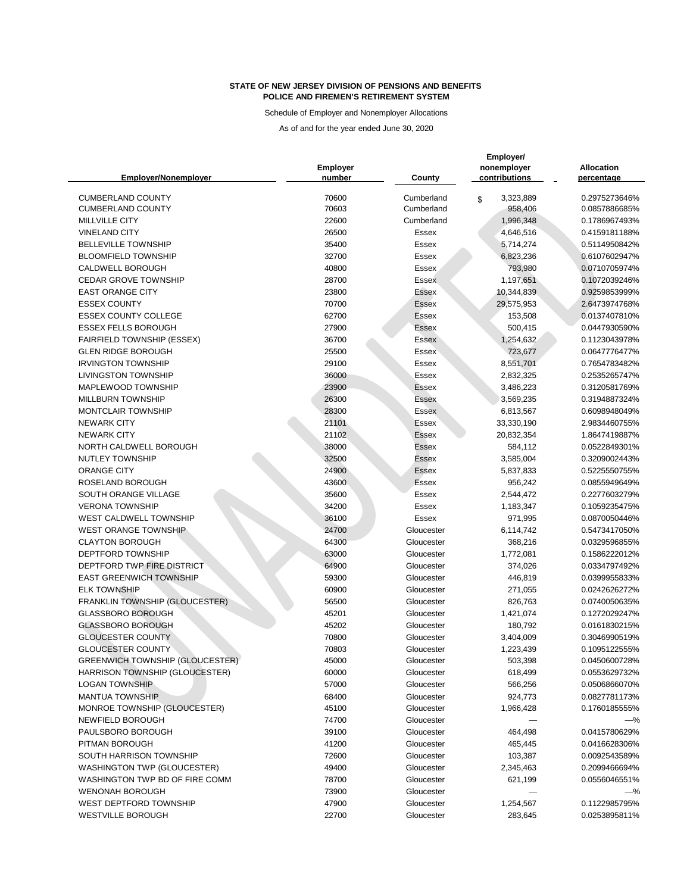**STATE OF NEW JERSEY DIVISION OF PENSIONS AND BENEFITS**
**POLICE AND FIREMEN'S RETIREMENT SYSTEM**

Schedule of Employer and Nonemployer Allocations

As of and for the year ended June 30, 2020

| Employer/Nonemployer | Employer number | County | Employer/ nonemployer contributions | Allocation percentage |
|---|---|---|---|---|
| CUMBERLAND COUNTY | 70600 | Cumberland | $ 3,323,889 | 0.2975273646% |
| CUMBERLAND COUNTY | 70603 | Cumberland | 958,406 | 0.0857886685% |
| MILLVILLE CITY | 22600 | Cumberland | 1,996,348 | 0.1786967493% |
| VINELAND CITY | 26500 | Essex | 4,646,516 | 0.4159181188% |
| BELLEVILLE TOWNSHIP | 35400 | Essex | 5,714,274 | 0.5114950842% |
| BLOOMFIELD TOWNSHIP | 32700 | Essex | 6,823,236 | 0.6107602947% |
| CALDWELL BOROUGH | 40800 | Essex | 793,980 | 0.0710705974% |
| CEDAR GROVE TOWNSHIP | 28700 | Essex | 1,197,651 | 0.1072039246% |
| EAST ORANGE CITY | 23800 | Essex | 10,344,839 | 0.9259853999% |
| ESSEX COUNTY | 70700 | Essex | 29,575,953 | 2.6473974768% |
| ESSEX COUNTY COLLEGE | 62700 | Essex | 153,508 | 0.0137407810% |
| ESSEX FELLS BOROUGH | 27900 | Essex | 500,415 | 0.0447930590% |
| FAIRFIELD TOWNSHIP (ESSEX) | 36700 | Essex | 1,254,632 | 0.1123043978% |
| GLEN RIDGE BOROUGH | 25500 | Essex | 723,677 | 0.0647776477% |
| IRVINGTON TOWNSHIP | 29100 | Essex | 8,551,701 | 0.7654783482% |
| LIVINGSTON TOWNSHIP | 36000 | Essex | 2,832,325 | 0.2535265747% |
| MAPLEWOOD TOWNSHIP | 23900 | Essex | 3,486,223 | 0.3120581769% |
| MILLBURN TOWNSHIP | 26300 | Essex | 3,569,235 | 0.3194887324% |
| MONTCLAIR TOWNSHIP | 28300 | Essex | 6,813,567 | 0.6098948049% |
| NEWARK CITY | 21101 | Essex | 33,330,190 | 2.9834460755% |
| NEWARK CITY | 21102 | Essex | 20,832,354 | 1.8647419887% |
| NORTH CALDWELL BOROUGH | 38000 | Essex | 584,112 | 0.0522849301% |
| NUTLEY TOWNSHIP | 32500 | Essex | 3,585,004 | 0.3209002443% |
| ORANGE CITY | 24900 | Essex | 5,837,833 | 0.5225550755% |
| ROSELAND BOROUGH | 43600 | Essex | 956,242 | 0.0855949649% |
| SOUTH ORANGE VILLAGE | 35600 | Essex | 2,544,472 | 0.2277603279% |
| VERONA TOWNSHIP | 34200 | Essex | 1,183,347 | 0.1059235475% |
| WEST CALDWELL TOWNSHIP | 36100 | Essex | 971,995 | 0.0870050446% |
| WEST ORANGE TOWNSHIP | 24700 | Gloucester | 6,114,742 | 0.5473417050% |
| CLAYTON BOROUGH | 64300 | Gloucester | 368,216 | 0.0329596855% |
| DEPTFORD TOWNSHIP | 63000 | Gloucester | 1,772,081 | 0.1586222012% |
| DEPTFORD TWP FIRE DISTRICT | 64900 | Gloucester | 374,026 | 0.0334797492% |
| EAST GREENWICH TOWNSHIP | 59300 | Gloucester | 446,819 | 0.0399955833% |
| ELK TOWNSHIP | 60900 | Gloucester | 271,055 | 0.0242626272% |
| FRANKLIN TOWNSHIP (GLOUCESTER) | 56500 | Gloucester | 826,763 | 0.0740050635% |
| GLASSBORO BOROUGH | 45201 | Gloucester | 1,421,074 | 0.1272029247% |
| GLASSBORO BOROUGH | 45202 | Gloucester | 180,792 | 0.0161830215% |
| GLOUCESTER COUNTY | 70800 | Gloucester | 3,404,009 | 0.3046990519% |
| GLOUCESTER COUNTY | 70803 | Gloucester | 1,223,439 | 0.1095122555% |
| GREENWICH TOWNSHIP (GLOUCESTER) | 45000 | Gloucester | 503,398 | 0.0450600728% |
| HARRISON TOWNSHIP (GLOUCESTER) | 60000 | Gloucester | 618,499 | 0.0553629732% |
| LOGAN TOWNSHIP | 57000 | Gloucester | 566,256 | 0.0506866070% |
| MANTUA TOWNSHIP | 68400 | Gloucester | 924,773 | 0.0827781173% |
| MONROE TOWNSHIP (GLOUCESTER) | 45100 | Gloucester | 1,966,428 | 0.1760185555% |
| NEWFIELD BOROUGH | 74700 | Gloucester | — | —% |
| PAULSBORO BOROUGH | 39100 | Gloucester | 464,498 | 0.0415780629% |
| PITMAN BOROUGH | 41200 | Gloucester | 465,445 | 0.0416628306% |
| SOUTH HARRISON TOWNSHIP | 72600 | Gloucester | 103,387 | 0.0092543589% |
| WASHINGTON TWP (GLOUCESTER) | 49400 | Gloucester | 2,345,463 | 0.2099466694% |
| WASHINGTON TWP BD OF FIRE COMM | 78700 | Gloucester | 621,199 | 0.0556046551% |
| WENONAH BOROUGH | 73900 | Gloucester | — | —% |
| WEST DEPTFORD TOWNSHIP | 47900 | Gloucester | 1,254,567 | 0.1122985795% |
| WESTVILLE BOROUGH | 22700 | Gloucester | 283,645 | 0.0253895811% |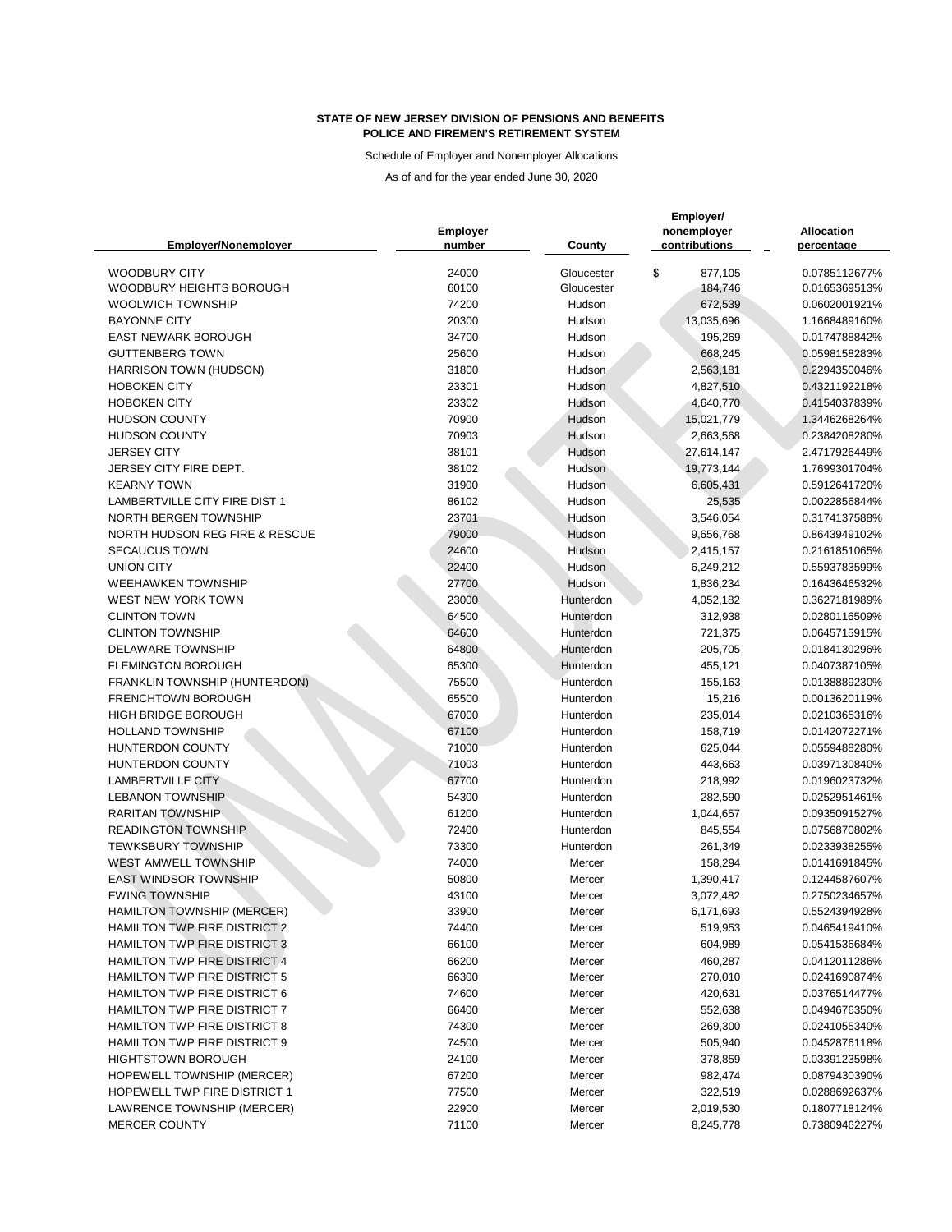**STATE OF NEW JERSEY DIVISION OF PENSIONS AND BENEFITS**
**POLICE AND FIREMEN'S RETIREMENT SYSTEM**

Schedule of Employer and Nonemployer Allocations

As of and for the year ended June 30, 2020

| Employer/Nonemployer | Employer number | County | Employer/ nonemployer contributions | Allocation percentage |
|---|---|---|---|---|
| WOODBURY CITY | 24000 | Gloucester | $ 877,105 | 0.0785112677% |
| WOODBURY HEIGHTS BOROUGH | 60100 | Gloucester | 184,746 | 0.0165369513% |
| WOOLWICH TOWNSHIP | 74200 | Hudson | 672,539 | 0.0602001921% |
| BAYONNE CITY | 20300 | Hudson | 13,035,696 | 1.1668489160% |
| EAST NEWARK BOROUGH | 34700 | Hudson | 195,269 | 0.0174788842% |
| GUTTENBERG TOWN | 25600 | Hudson | 668,245 | 0.0598158283% |
| HARRISON TOWN (HUDSON) | 31800 | Hudson | 2,563,181 | 0.2294350046% |
| HOBOKEN CITY | 23301 | Hudson | 4,827,510 | 0.4321192218% |
| HOBOKEN CITY | 23302 | Hudson | 4,640,770 | 0.4154037839% |
| HUDSON COUNTY | 70900 | Hudson | 15,021,779 | 1.3446268264% |
| HUDSON COUNTY | 70903 | Hudson | 2,663,568 | 0.2384208280% |
| JERSEY CITY | 38101 | Hudson | 27,614,147 | 2.4717926449% |
| JERSEY CITY FIRE DEPT. | 38102 | Hudson | 19,773,144 | 1.7699301704% |
| KEARNY TOWN | 31900 | Hudson | 6,605,431 | 0.5912641720% |
| LAMBERTVILLE CITY FIRE DIST 1 | 86102 | Hudson | 25,535 | 0.0022856844% |
| NORTH BERGEN TOWNSHIP | 23701 | Hudson | 3,546,054 | 0.3174137588% |
| NORTH HUDSON REG FIRE & RESCUE | 79000 | Hudson | 9,656,768 | 0.8643949102% |
| SECAUCUS TOWN | 24600 | Hudson | 2,415,157 | 0.2161851065% |
| UNION CITY | 22400 | Hudson | 6,249,212 | 0.5593783599% |
| WEEHAWKEN TOWNSHIP | 27700 | Hudson | 1,836,234 | 0.1643646532% |
| WEST NEW YORK TOWN | 23000 | Hunterdon | 4,052,182 | 0.3627181989% |
| CLINTON TOWN | 64500 | Hunterdon | 312,938 | 0.0280116509% |
| CLINTON TOWNSHIP | 64600 | Hunterdon | 721,375 | 0.0645715915% |
| DELAWARE TOWNSHIP | 64800 | Hunterdon | 205,705 | 0.0184130296% |
| FLEMINGTON BOROUGH | 65300 | Hunterdon | 455,121 | 0.0407387105% |
| FRANKLIN TOWNSHIP (HUNTERDON) | 75500 | Hunterdon | 155,163 | 0.0138889230% |
| FRENCHTOWN BOROUGH | 65500 | Hunterdon | 15,216 | 0.0013620119% |
| HIGH BRIDGE BOROUGH | 67000 | Hunterdon | 235,014 | 0.0210365316% |
| HOLLAND TOWNSHIP | 67100 | Hunterdon | 158,719 | 0.0142072271% |
| HUNTERDON COUNTY | 71000 | Hunterdon | 625,044 | 0.0559488280% |
| HUNTERDON COUNTY | 71003 | Hunterdon | 443,663 | 0.0397130840% |
| LAMBERTVILLE CITY | 67700 | Hunterdon | 218,992 | 0.0196023732% |
| LEBANON TOWNSHIP | 54300 | Hunterdon | 282,590 | 0.0252951461% |
| RARITAN TOWNSHIP | 61200 | Hunterdon | 1,044,657 | 0.0935091527% |
| READINGTON TOWNSHIP | 72400 | Hunterdon | 845,554 | 0.0756870802% |
| TEWKSBURY TOWNSHIP | 73300 | Hunterdon | 261,349 | 0.0233938255% |
| WEST AMWELL TOWNSHIP | 74000 | Mercer | 158,294 | 0.0141691845% |
| EAST WINDSOR TOWNSHIP | 50800 | Mercer | 1,390,417 | 0.1244587607% |
| EWING TOWNSHIP | 43100 | Mercer | 3,072,482 | 0.2750234657% |
| HAMILTON TOWNSHIP (MERCER) | 33900 | Mercer | 6,171,693 | 0.5524394928% |
| HAMILTON TWP FIRE DISTRICT 2 | 74400 | Mercer | 519,953 | 0.0465419410% |
| HAMILTON TWP FIRE DISTRICT 3 | 66100 | Mercer | 604,989 | 0.0541536684% |
| HAMILTON TWP FIRE DISTRICT 4 | 66200 | Mercer | 460,287 | 0.0412011286% |
| HAMILTON TWP FIRE DISTRICT 5 | 66300 | Mercer | 270,010 | 0.0241690874% |
| HAMILTON TWP FIRE DISTRICT 6 | 74600 | Mercer | 420,631 | 0.0376514477% |
| HAMILTON TWP FIRE DISTRICT 7 | 66400 | Mercer | 552,638 | 0.0494676350% |
| HAMILTON TWP FIRE DISTRICT 8 | 74300 | Mercer | 269,300 | 0.0241055340% |
| HAMILTON TWP FIRE DISTRICT 9 | 74500 | Mercer | 505,940 | 0.0452876118% |
| HIGHTSTOWN BOROUGH | 24100 | Mercer | 378,859 | 0.0339123598% |
| HOPEWELL TOWNSHIP (MERCER) | 67200 | Mercer | 982,474 | 0.0879430390% |
| HOPEWELL TWP FIRE DISTRICT 1 | 77500 | Mercer | 322,519 | 0.0288692637% |
| LAWRENCE TOWNSHIP (MERCER) | 22900 | Mercer | 2,019,530 | 0.1807718124% |
| MERCER COUNTY | 71100 | Mercer | 8,245,778 | 0.7380946227% |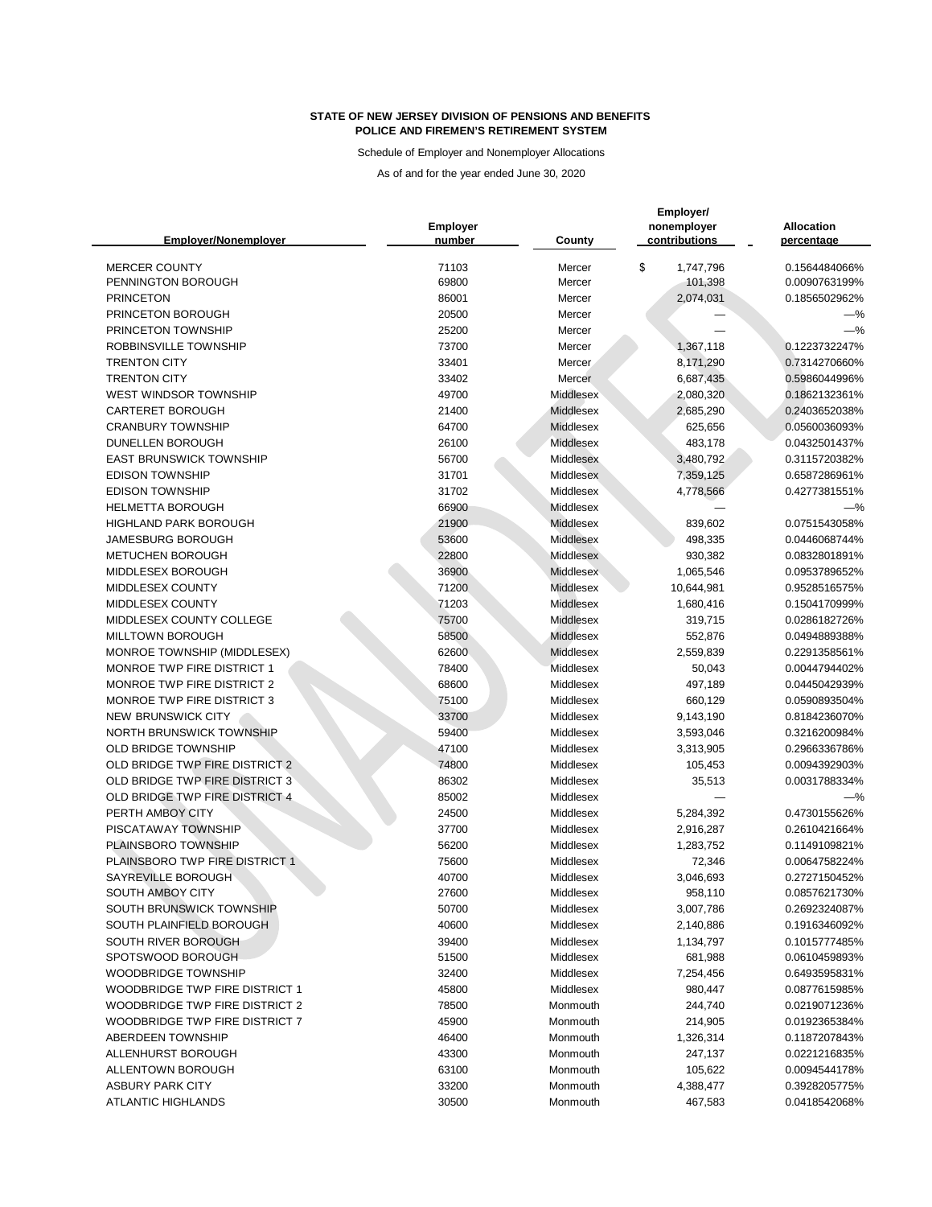**STATE OF NEW JERSEY DIVISION OF PENSIONS AND BENEFITS**
**POLICE AND FIREMEN'S RETIREMENT SYSTEM**

Schedule of Employer and Nonemployer Allocations

As of and for the year ended June 30, 2020

| Employer/Nonemployer | Employer number | County | Employer/ nonemployer contributions | Allocation percentage |
|---|---|---|---|---|
| MERCER COUNTY | 71103 | Mercer | $ 1,747,796 | 0.1564484066% |
| PENNINGTON BOROUGH | 69800 | Mercer | 101,398 | 0.0090763199% |
| PRINCETON | 86001 | Mercer | 2,074,031 | 0.1856502962% |
| PRINCETON BOROUGH | 20500 | Mercer | — | —% |
| PRINCETON TOWNSHIP | 25200 | Mercer | — | —% |
| ROBBINSVILLE TOWNSHIP | 73700 | Mercer | 1,367,118 | 0.1223732247% |
| TRENTON CITY | 33401 | Mercer | 8,171,290 | 0.7314270660% |
| TRENTON CITY | 33402 | Mercer | 6,687,435 | 0.5986044996% |
| WEST WINDSOR TOWNSHIP | 49700 | Middlesex | 2,080,320 | 0.1862132361% |
| CARTERET BOROUGH | 21400 | Middlesex | 2,685,290 | 0.2403652038% |
| CRANBURY TOWNSHIP | 64700 | Middlesex | 625,656 | 0.0560036093% |
| DUNELLEN BOROUGH | 26100 | Middlesex | 483,178 | 0.0432501437% |
| EAST BRUNSWICK TOWNSHIP | 56700 | Middlesex | 3,480,792 | 0.3115720382% |
| EDISON TOWNSHIP | 31701 | Middlesex | 7,359,125 | 0.6587286961% |
| EDISON TOWNSHIP | 31702 | Middlesex | 4,778,566 | 0.4277381551% |
| HELMETTA BOROUGH | 66900 | Middlesex | — | —% |
| HIGHLAND PARK BOROUGH | 21900 | Middlesex | 839,602 | 0.0751543058% |
| JAMESBURG BOROUGH | 53600 | Middlesex | 498,335 | 0.0446068744% |
| METUCHEN BOROUGH | 22800 | Middlesex | 930,382 | 0.0832801891% |
| MIDDLESEX BOROUGH | 36900 | Middlesex | 1,065,546 | 0.0953789652% |
| MIDDLESEX COUNTY | 71200 | Middlesex | 10,644,981 | 0.9528516575% |
| MIDDLESEX COUNTY | 71203 | Middlesex | 1,680,416 | 0.1504170999% |
| MIDDLESEX COUNTY COLLEGE | 75700 | Middlesex | 319,715 | 0.0286182726% |
| MILLTOWN BOROUGH | 58500 | Middlesex | 552,876 | 0.0494889388% |
| MONROE TOWNSHIP (MIDDLESEX) | 62600 | Middlesex | 2,559,839 | 0.2291358561% |
| MONROE TWP FIRE DISTRICT 1 | 78400 | Middlesex | 50,043 | 0.0044794402% |
| MONROE TWP FIRE DISTRICT 2 | 68600 | Middlesex | 497,189 | 0.0445042939% |
| MONROE TWP FIRE DISTRICT 3 | 75100 | Middlesex | 660,129 | 0.0590893504% |
| NEW BRUNSWICK CITY | 33700 | Middlesex | 9,143,190 | 0.8184236070% |
| NORTH BRUNSWICK TOWNSHIP | 59400 | Middlesex | 3,593,046 | 0.3216200984% |
| OLD BRIDGE TOWNSHIP | 47100 | Middlesex | 3,313,905 | 0.2966336786% |
| OLD BRIDGE TWP FIRE DISTRICT 2 | 74800 | Middlesex | 105,453 | 0.0094392903% |
| OLD BRIDGE TWP FIRE DISTRICT 3 | 86302 | Middlesex | 35,513 | 0.0031788334% |
| OLD BRIDGE TWP FIRE DISTRICT 4 | 85002 | Middlesex | — | —% |
| PERTH AMBOY CITY | 24500 | Middlesex | 5,284,392 | 0.4730155626% |
| PISCATAWAY TOWNSHIP | 37700 | Middlesex | 2,916,287 | 0.2610421664% |
| PLAINSBORO TOWNSHIP | 56200 | Middlesex | 1,283,752 | 0.1149109821% |
| PLAINSBORO TWP FIRE DISTRICT 1 | 75600 | Middlesex | 72,346 | 0.0064758224% |
| SAYREVILLE BOROUGH | 40700 | Middlesex | 3,046,693 | 0.2727150452% |
| SOUTH AMBOY CITY | 27600 | Middlesex | 958,110 | 0.0857621730% |
| SOUTH BRUNSWICK TOWNSHIP | 50700 | Middlesex | 3,007,786 | 0.2692324087% |
| SOUTH PLAINFIELD BOROUGH | 40600 | Middlesex | 2,140,886 | 0.1916346092% |
| SOUTH RIVER BOROUGH | 39400 | Middlesex | 1,134,797 | 0.1015777485% |
| SPOTSWOOD BOROUGH | 51500 | Middlesex | 681,988 | 0.0610459893% |
| WOODBRIDGE TOWNSHIP | 32400 | Middlesex | 7,254,456 | 0.6493595831% |
| WOODBRIDGE TWP FIRE DISTRICT 1 | 45800 | Middlesex | 980,447 | 0.0877615985% |
| WOODBRIDGE TWP FIRE DISTRICT 2 | 78500 | Monmouth | 244,740 | 0.0219071236% |
| WOODBRIDGE TWP FIRE DISTRICT 7 | 45900 | Monmouth | 214,905 | 0.0192365384% |
| ABERDEEN TOWNSHIP | 46400 | Monmouth | 1,326,314 | 0.1187207843% |
| ALLENHURST BOROUGH | 43300 | Monmouth | 247,137 | 0.0221216835% |
| ALLENTOWN BOROUGH | 63100 | Monmouth | 105,622 | 0.0094544178% |
| ASBURY PARK CITY | 33200 | Monmouth | 4,388,477 | 0.3928205775% |
| ATLANTIC HIGHLANDS | 30500 | Monmouth | 467,583 | 0.0418542068% |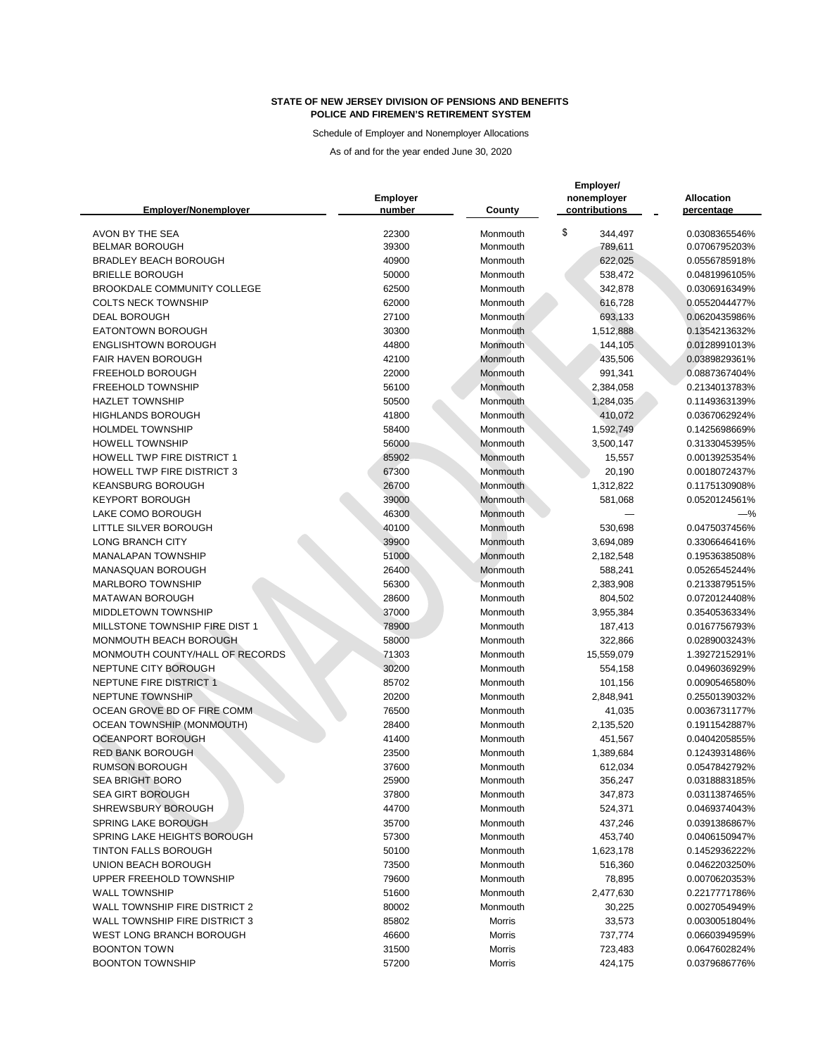**STATE OF NEW JERSEY DIVISION OF PENSIONS AND BENEFITS**
**POLICE AND FIREMEN'S RETIREMENT SYSTEM**

Schedule of Employer and Nonemployer Allocations

As of and for the year ended June 30, 2020

| Employer/Nonemployer | Employer number | County | Employer/ nonemployer contributions | Allocation percentage |
|---|---|---|---|---|
| AVON BY THE SEA | 22300 | Monmouth | $ 344,497 | 0.0308365546% |
| BELMAR BOROUGH | 39300 | Monmouth | 789,611 | 0.0706795203% |
| BRADLEY BEACH BOROUGH | 40900 | Monmouth | 622,025 | 0.0556785918% |
| BRIELLE BOROUGH | 50000 | Monmouth | 538,472 | 0.0481996105% |
| BROOKDALE COMMUNITY COLLEGE | 62500 | Monmouth | 342,878 | 0.0306916349% |
| COLTS NECK TOWNSHIP | 62000 | Monmouth | 616,728 | 0.0552044477% |
| DEAL BOROUGH | 27100 | Monmouth | 693,133 | 0.0620435986% |
| EATONTOWN BOROUGH | 30300 | Monmouth | 1,512,888 | 0.1354213632% |
| ENGLISHTOWN BOROUGH | 44800 | Monmouth | 144,105 | 0.0128991013% |
| FAIR HAVEN BOROUGH | 42100 | Monmouth | 435,506 | 0.0389829361% |
| FREEHOLD BOROUGH | 22000 | Monmouth | 991,341 | 0.0887367404% |
| FREEHOLD TOWNSHIP | 56100 | Monmouth | 2,384,058 | 0.2134013783% |
| HAZLET TOWNSHIP | 50500 | Monmouth | 1,284,035 | 0.1149363139% |
| HIGHLANDS BOROUGH | 41800 | Monmouth | 410,072 | 0.0367062924% |
| HOLMDEL TOWNSHIP | 58400 | Monmouth | 1,592,749 | 0.1425698669% |
| HOWELL TOWNSHIP | 56000 | Monmouth | 3,500,147 | 0.3133045395% |
| HOWELL TWP FIRE DISTRICT 1 | 85902 | Monmouth | 15,557 | 0.0013925354% |
| HOWELL TWP FIRE DISTRICT 3 | 67300 | Monmouth | 20,190 | 0.0018072437% |
| KEANSBURG BOROUGH | 26700 | Monmouth | 1,312,822 | 0.1175130908% |
| KEYPORT BOROUGH | 39000 | Monmouth | 581,068 | 0.0520124561% |
| LAKE COMO BOROUGH | 46300 | Monmouth | — | —% |
| LITTLE SILVER BOROUGH | 40100 | Monmouth | 530,698 | 0.0475037456% |
| LONG BRANCH CITY | 39900 | Monmouth | 3,694,089 | 0.3306646416% |
| MANALAPAN TOWNSHIP | 51000 | Monmouth | 2,182,548 | 0.1953638508% |
| MANASQUAN BOROUGH | 26400 | Monmouth | 588,241 | 0.0526545244% |
| MARLBORO TOWNSHIP | 56300 | Monmouth | 2,383,908 | 0.2133879515% |
| MATAWAN BOROUGH | 28600 | Monmouth | 804,502 | 0.0720124408% |
| MIDDLETOWN TOWNSHIP | 37000 | Monmouth | 3,955,384 | 0.3540536334% |
| MILLSTONE TOWNSHIP FIRE DIST 1 | 78900 | Monmouth | 187,413 | 0.0167756793% |
| MONMOUTH BEACH BOROUGH | 58000 | Monmouth | 322,866 | 0.0289003243% |
| MONMOUTH COUNTY/HALL OF RECORDS | 71303 | Monmouth | 15,559,079 | 1.3927215291% |
| NEPTUNE CITY BOROUGH | 30200 | Monmouth | 554,158 | 0.0496036929% |
| NEPTUNE FIRE DISTRICT 1 | 85702 | Monmouth | 101,156 | 0.0090546580% |
| NEPTUNE TOWNSHIP | 20200 | Monmouth | 2,848,941 | 0.2550139032% |
| OCEAN GROVE BD OF FIRE COMM | 76500 | Monmouth | 41,035 | 0.0036731177% |
| OCEAN TOWNSHIP (MONMOUTH) | 28400 | Monmouth | 2,135,520 | 0.1911542887% |
| OCEANPORT BOROUGH | 41400 | Monmouth | 451,567 | 0.0404205855% |
| RED BANK BOROUGH | 23500 | Monmouth | 1,389,684 | 0.1243931486% |
| RUMSON BOROUGH | 37600 | Monmouth | 612,034 | 0.0547842792% |
| SEA BRIGHT BORO | 25900 | Monmouth | 356,247 | 0.0318883185% |
| SEA GIRT BOROUGH | 37800 | Monmouth | 347,873 | 0.0311387465% |
| SHREWSBURY BOROUGH | 44700 | Monmouth | 524,371 | 0.0469374043% |
| SPRING LAKE BOROUGH | 35700 | Monmouth | 437,246 | 0.0391386867% |
| SPRING LAKE HEIGHTS BOROUGH | 57300 | Monmouth | 453,740 | 0.0406150947% |
| TINTON FALLS BOROUGH | 50100 | Monmouth | 1,623,178 | 0.1452936222% |
| UNION BEACH BOROUGH | 73500 | Monmouth | 516,360 | 0.0462203250% |
| UPPER FREEHOLD TOWNSHIP | 79600 | Monmouth | 78,895 | 0.0070620353% |
| WALL TOWNSHIP | 51600 | Monmouth | 2,477,630 | 0.2217771786% |
| WALL TOWNSHIP FIRE DISTRICT 2 | 80002 | Monmouth | 30,225 | 0.0027054949% |
| WALL TOWNSHIP FIRE DISTRICT 3 | 85802 | Morris | 33,573 | 0.0030051804% |
| WEST LONG BRANCH BOROUGH | 46600 | Morris | 737,774 | 0.0660394959% |
| BOONTON TOWN | 31500 | Morris | 723,483 | 0.0647602824% |
| BOONTON TOWNSHIP | 57200 | Morris | 424,175 | 0.0379686776% |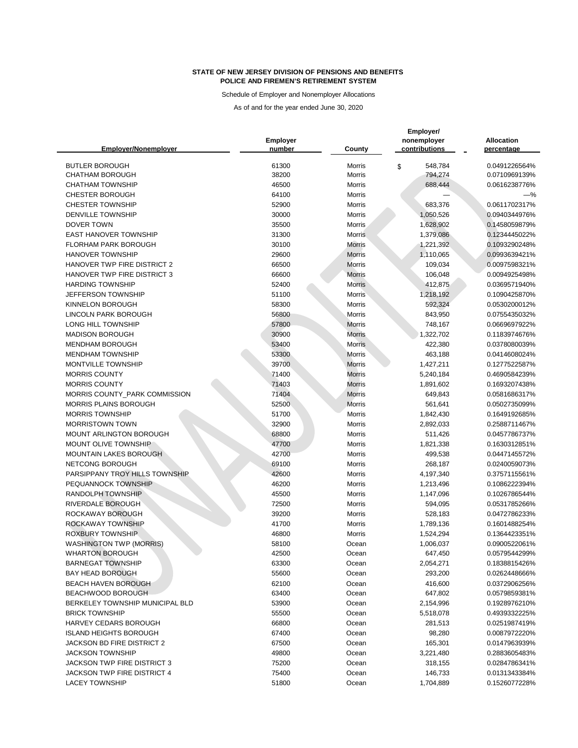**STATE OF NEW JERSEY DIVISION OF PENSIONS AND BENEFITS**
**POLICE AND FIREMEN'S RETIREMENT SYSTEM**

Schedule of Employer and Nonemployer Allocations

As of and for the year ended June 30, 2020

| Employer/Nonemployer | Employer number | County | Employer/ nonemployer contributions | Allocation percentage |
|---|---|---|---|---|
| BUTLER BOROUGH | 61300 | Morris | $ 548,784 | 0.0491226564% |
| CHATHAM BOROUGH | 38200 | Morris | 794,274 | 0.0710969139% |
| CHATHAM TOWNSHIP | 46500 | Morris | 688,444 | 0.0616238776% |
| CHESTER BOROUGH | 64100 | Morris | — | —% |
| CHESTER TOWNSHIP | 52900 | Morris | 683,376 | 0.0611702317% |
| DENVILLE TOWNSHIP | 30000 | Morris | 1,050,526 | 0.0940344976% |
| DOVER TOWN | 35500 | Morris | 1,628,902 | 0.1458059879% |
| EAST HANOVER TOWNSHIP | 31300 | Morris | 1,379,086 | 0.1234445022% |
| FLORHAM PARK BOROUGH | 30100 | Morris | 1,221,392 | 0.1093290248% |
| HANOVER TOWNSHIP | 29600 | Morris | 1,110,065 | 0.0993639421% |
| HANOVER TWP FIRE DISTRICT 2 | 66500 | Morris | 109,034 | 0.0097598321% |
| HANOVER TWP FIRE DISTRICT 3 | 66600 | Morris | 106,048 | 0.0094925498% |
| HARDING TOWNSHIP | 52400 | Morris | 412,875 | 0.0369571940% |
| JEFFERSON TOWNSHIP | 51100 | Morris | 1,218,192 | 0.1090425870% |
| KINNELON BOROUGH | 58300 | Morris | 592,324 | 0.0530200012% |
| LINCOLN PARK BOROUGH | 56800 | Morris | 843,950 | 0.0755435032% |
| LONG HILL TOWNSHIP | 57800 | Morris | 748,167 | 0.0669697922% |
| MADISON BOROUGH | 30900 | Morris | 1,322,702 | 0.1183974676% |
| MENDHAM BOROUGH | 53400 | Morris | 422,380 | 0.0378080039% |
| MENDHAM TOWNSHIP | 53300 | Morris | 463,188 | 0.0414608024% |
| MONTVILLE TOWNSHIP | 39700 | Morris | 1,427,211 | 0.1277522587% |
| MORRIS COUNTY | 71400 | Morris | 5,240,184 | 0.4690584239% |
| MORRIS COUNTY | 71403 | Morris | 1,891,602 | 0.1693207438% |
| MORRIS COUNTY_PARK COMMISSION | 71404 | Morris | 649,843 | 0.0581686317% |
| MORRIS PLAINS BOROUGH | 52500 | Morris | 561,641 | 0.0502735099% |
| MORRIS TOWNSHIP | 51700 | Morris | 1,842,430 | 0.1649192685% |
| MORRISTOWN TOWN | 32900 | Morris | 2,892,033 | 0.2588711467% |
| MOUNT ARLINGTON BOROUGH | 68800 | Morris | 511,426 | 0.0457786737% |
| MOUNT OLIVE TOWNSHIP | 47700 | Morris | 1,821,338 | 0.1630312851% |
| MOUNTAIN LAKES BOROUGH | 42700 | Morris | 499,538 | 0.0447145572% |
| NETCONG BOROUGH | 69100 | Morris | 268,187 | 0.0240059073% |
| PARSIPPANY TROY HILLS TOWNSHIP | 42600 | Morris | 4,197,340 | 0.3757115561% |
| PEQUANNOCK TOWNSHIP | 46200 | Morris | 1,213,496 | 0.1086222394% |
| RANDOLPH TOWNSHIP | 45500 | Morris | 1,147,096 | 0.1026786544% |
| RIVERDALE BOROUGH | 72500 | Morris | 594,095 | 0.0531785266% |
| ROCKAWAY BOROUGH | 39200 | Morris | 528,183 | 0.0472786233% |
| ROCKAWAY TOWNSHIP | 41700 | Morris | 1,789,136 | 0.1601488254% |
| ROXBURY TOWNSHIP | 46800 | Morris | 1,524,294 | 0.1364423351% |
| WASHINGTON TWP (MORRIS) | 58100 | Ocean | 1,006,037 | 0.0900522061% |
| WHARTON BOROUGH | 42500 | Ocean | 647,450 | 0.0579544299% |
| BARNEGAT TOWNSHIP | 63300 | Ocean | 2,054,271 | 0.1838815426% |
| BAY HEAD BOROUGH | 55600 | Ocean | 293,200 | 0.0262448666% |
| BEACH HAVEN BOROUGH | 62100 | Ocean | 416,600 | 0.0372906256% |
| BEACHWOOD BOROUGH | 63400 | Ocean | 647,802 | 0.0579859381% |
| BERKELEY TOWNSHIP MUNICIPAL BLD | 53900 | Ocean | 2,154,996 | 0.1928976210% |
| BRICK TOWNSHIP | 55500 | Ocean | 5,518,078 | 0.4939332225% |
| HARVEY CEDARS BOROUGH | 66800 | Ocean | 281,513 | 0.0251987419% |
| ISLAND HEIGHTS BOROUGH | 67400 | Ocean | 98,280 | 0.0087972220% |
| JACKSON BD FIRE DISTRICT 2 | 67500 | Ocean | 165,301 | 0.0147963939% |
| JACKSON TOWNSHIP | 49800 | Ocean | 3,221,480 | 0.2883605483% |
| JACKSON TWP FIRE DISTRICT 3 | 75200 | Ocean | 318,155 | 0.0284786341% |
| JACKSON TWP FIRE DISTRICT 4 | 75400 | Ocean | 146,733 | 0.0131343384% |
| LACEY TOWNSHIP | 51800 | Ocean | 1,704,889 | 0.1526077228% |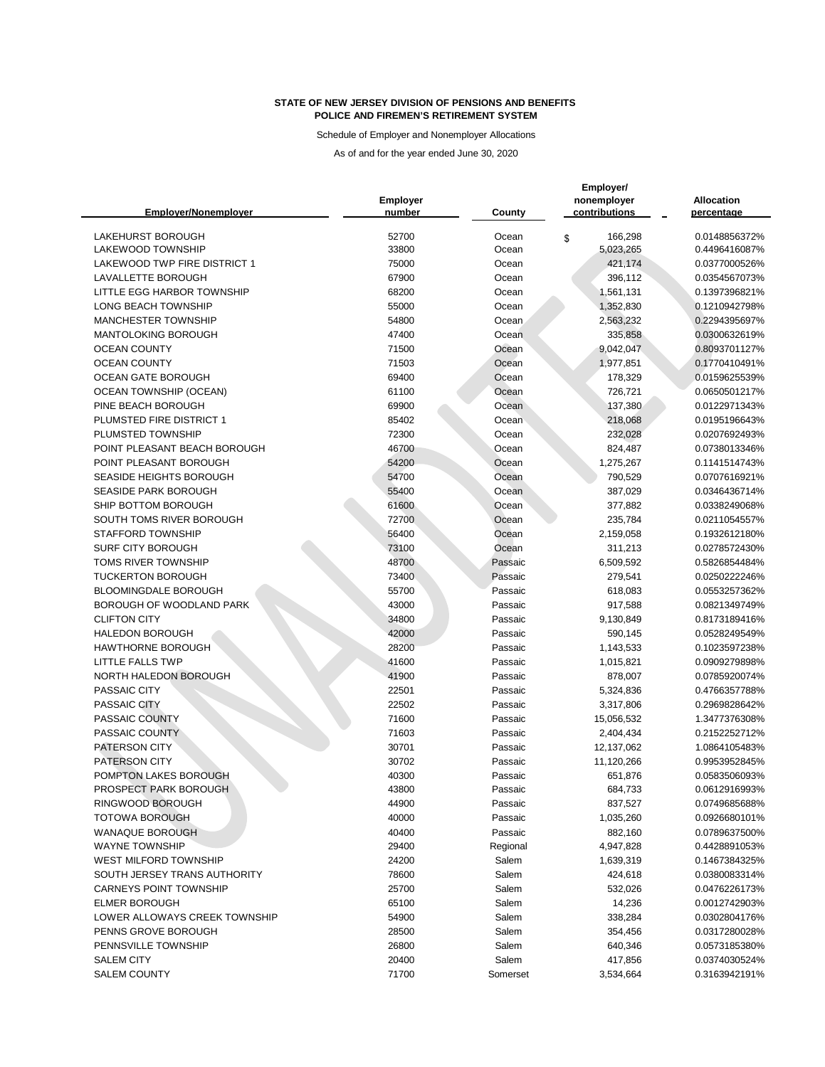**STATE OF NEW JERSEY DIVISION OF PENSIONS AND BENEFITS**
**POLICE AND FIREMEN'S RETIREMENT SYSTEM**

Schedule of Employer and Nonemployer Allocations

As of and for the year ended June 30, 2020

| Employer/Nonemployer | Employer number | County | Employer/ nonemployer contributions | Allocation percentage |
|---|---|---|---|---|
| LAKEHURST BOROUGH | 52700 | Ocean | $ 166,298 | 0.0148856372% |
| LAKEWOOD TOWNSHIP | 33800 | Ocean | 5,023,265 | 0.4496416087% |
| LAKEWOOD TWP FIRE DISTRICT 1 | 75000 | Ocean | 421,174 | 0.0377000526% |
| LAVALLETTE BOROUGH | 67900 | Ocean | 396,112 | 0.0354567073% |
| LITTLE EGG HARBOR TOWNSHIP | 68200 | Ocean | 1,561,131 | 0.1397396821% |
| LONG BEACH TOWNSHIP | 55000 | Ocean | 1,352,830 | 0.1210942798% |
| MANCHESTER TOWNSHIP | 54800 | Ocean | 2,563,232 | 0.2294395697% |
| MANTOLOKING BOROUGH | 47400 | Ocean | 335,858 | 0.0300632619% |
| OCEAN COUNTY | 71500 | Ocean | 9,042,047 | 0.8093701127% |
| OCEAN COUNTY | 71503 | Ocean | 1,977,851 | 0.1770410491% |
| OCEAN GATE BOROUGH | 69400 | Ocean | 178,329 | 0.0159625539% |
| OCEAN TOWNSHIP (OCEAN) | 61100 | Ocean | 726,721 | 0.0650501217% |
| PINE BEACH BOROUGH | 69900 | Ocean | 137,380 | 0.0122971343% |
| PLUMSTED FIRE DISTRICT 1 | 85402 | Ocean | 218,068 | 0.0195196643% |
| PLUMSTED TOWNSHIP | 72300 | Ocean | 232,028 | 0.0207692493% |
| POINT PLEASANT BEACH BOROUGH | 46700 | Ocean | 824,487 | 0.0738013346% |
| POINT PLEASANT BOROUGH | 54200 | Ocean | 1,275,267 | 0.1141514743% |
| SEASIDE HEIGHTS BOROUGH | 54700 | Ocean | 790,529 | 0.0707616921% |
| SEASIDE PARK BOROUGH | 55400 | Ocean | 387,029 | 0.0346436714% |
| SHIP BOTTOM BOROUGH | 61600 | Ocean | 377,882 | 0.0338249068% |
| SOUTH TOMS RIVER BOROUGH | 72700 | Ocean | 235,784 | 0.0211054557% |
| STAFFORD TOWNSHIP | 56400 | Ocean | 2,159,058 | 0.1932612180% |
| SURF CITY BOROUGH | 73100 | Ocean | 311,213 | 0.0278572430% |
| TOMS RIVER TOWNSHIP | 48700 | Passaic | 6,509,592 | 0.5826854484% |
| TUCKERTON BOROUGH | 73400 | Passaic | 279,541 | 0.0250222246% |
| BLOOMINGDALE BOROUGH | 55700 | Passaic | 618,083 | 0.0553257362% |
| BOROUGH OF WOODLAND PARK | 43000 | Passaic | 917,588 | 0.0821349749% |
| CLIFTON CITY | 34800 | Passaic | 9,130,849 | 0.8173189416% |
| HALEDON BOROUGH | 42000 | Passaic | 590,145 | 0.0528249549% |
| HAWTHORNE BOROUGH | 28200 | Passaic | 1,143,533 | 0.1023597238% |
| LITTLE FALLS TWP | 41600 | Passaic | 1,015,821 | 0.0909279898% |
| NORTH HALEDON BOROUGH | 41900 | Passaic | 878,007 | 0.0785920074% |
| PASSAIC CITY | 22501 | Passaic | 5,324,836 | 0.4766357788% |
| PASSAIC CITY | 22502 | Passaic | 3,317,806 | 0.2969828642% |
| PASSAIC COUNTY | 71600 | Passaic | 15,056,532 | 1.3477376308% |
| PASSAIC COUNTY | 71603 | Passaic | 2,404,434 | 0.2152252712% |
| PATERSON CITY | 30701 | Passaic | 12,137,062 | 1.0864105483% |
| PATERSON CITY | 30702 | Passaic | 11,120,266 | 0.9953952845% |
| POMPTON LAKES BOROUGH | 40300 | Passaic | 651,876 | 0.0583506093% |
| PROSPECT PARK BOROUGH | 43800 | Passaic | 684,733 | 0.0612916993% |
| RINGWOOD BOROUGH | 44900 | Passaic | 837,527 | 0.0749685688% |
| TOTOWA BOROUGH | 40000 | Passaic | 1,035,260 | 0.0926680101% |
| WANAQUE BOROUGH | 40400 | Passaic | 882,160 | 0.0789637500% |
| WAYNE TOWNSHIP | 29400 | Regional | 4,947,828 | 0.4428891053% |
| WEST MILFORD TOWNSHIP | 24200 | Salem | 1,639,319 | 0.1467384325% |
| SOUTH JERSEY TRANS AUTHORITY | 78600 | Salem | 424,618 | 0.0380083314% |
| CARNEYS POINT TOWNSHIP | 25700 | Salem | 532,026 | 0.0476226173% |
| ELMER BOROUGH | 65100 | Salem | 14,236 | 0.0012742903% |
| LOWER ALLOWAYS CREEK TOWNSHIP | 54900 | Salem | 338,284 | 0.0302804176% |
| PENNS GROVE BOROUGH | 28500 | Salem | 354,456 | 0.0317280028% |
| PENNSVILLE TOWNSHIP | 26800 | Salem | 640,346 | 0.0573185380% |
| SALEM CITY | 20400 | Salem | 417,856 | 0.0374030524% |
| SALEM COUNTY | 71700 | Somerset | 3,534,664 | 0.3163942191% |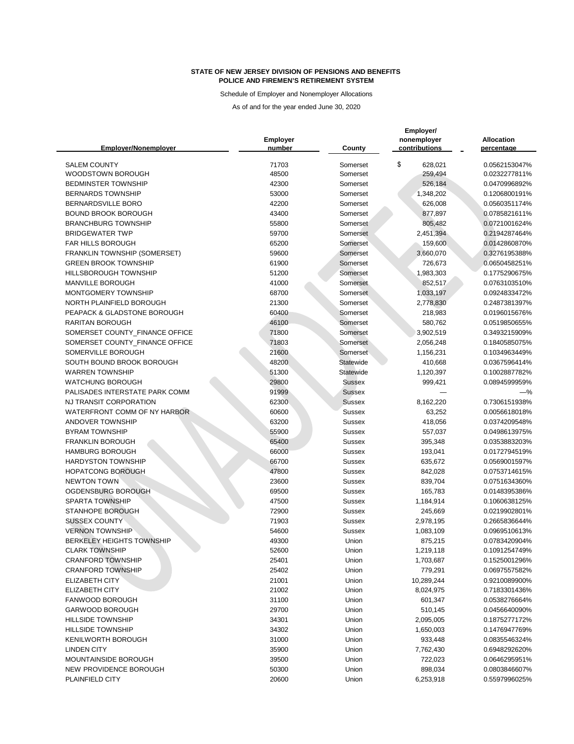**STATE OF NEW JERSEY DIVISION OF PENSIONS AND BENEFITS**
**POLICE AND FIREMEN'S RETIREMENT SYSTEM**

Schedule of Employer and Nonemployer Allocations

As of and for the year ended June 30, 2020

| Employer/Nonemployer | Employer number | County | Employer/ nonemployer contributions | Allocation percentage |
|---|---|---|---|---|
| SALEM COUNTY | 71703 | Somerset | $ 628,021 | 0.0562153047% |
| WOODSTOWN BOROUGH | 48500 | Somerset | 259,494 | 0.0232277811% |
| BEDMINSTER TOWNSHIP | 42300 | Somerset | 526,184 | 0.0470996892% |
| BERNARDS TOWNSHIP | 53000 | Somerset | 1,348,202 | 0.1206800191% |
| BERNARDSVILLE BORO | 42200 | Somerset | 626,008 | 0.0560351174% |
| BOUND BROOK BOROUGH | 43400 | Somerset | 877,897 | 0.0785821611% |
| BRANCHBURG TOWNSHIP | 55800 | Somerset | 805,482 | 0.0721001624% |
| BRIDGEWATER TWP | 59700 | Somerset | 2,451,394 | 0.2194287464% |
| FAR HILLS BOROUGH | 65200 | Somerset | 159,600 | 0.0142860870% |
| FRANKLIN TOWNSHIP (SOMERSET) | 59600 | Somerset | 3,660,070 | 0.3276195388% |
| GREEN BROOK TOWNSHIP | 61900 | Somerset | 726,673 | 0.0650458251% |
| HILLSBOROUGH TOWNSHIP | 51200 | Somerset | 1,983,303 | 0.1775290675% |
| MANVILLE BOROUGH | 41000 | Somerset | 852,517 | 0.0763103510% |
| MONTGOMERY TOWNSHIP | 68700 | Somerset | 1,033,197 | 0.0924833472% |
| NORTH PLAINFIELD BOROUGH | 21300 | Somerset | 2,778,830 | 0.2487381397% |
| PEAPACK & GLADSTONE BOROUGH | 60400 | Somerset | 218,983 | 0.0196015676% |
| RARITAN BOROUGH | 46100 | Somerset | 580,762 | 0.0519850655% |
| SOMERSET COUNTY_FINANCE OFFICE | 71800 | Somerset | 3,902,519 | 0.3493215909% |
| SOMERSET COUNTY_FINANCE OFFICE | 71803 | Somerset | 2,056,248 | 0.1840585075% |
| SOMERVILLE BOROUGH | 21600 | Somerset | 1,156,231 | 0.1034963449% |
| SOUTH BOUND BROOK BOROUGH | 48200 | Statewide | 410,668 | 0.0367596414% |
| WARREN TOWNSHIP | 51300 | Statewide | 1,120,397 | 0.1002887782% |
| WATCHUNG BOROUGH | 29800 | Sussex | 999,421 | 0.0894599959% |
| PALISADES INTERSTATE PARK COMM | 91999 | Sussex | — | —% |
| NJ TRANSIT CORPORATION | 62300 | Sussex | 8,162,220 | 0.7306151938% |
| WATERFRONT COMM OF NY HARBOR | 60600 | Sussex | 63,252 | 0.0056618018% |
| ANDOVER TOWNSHIP | 63200 | Sussex | 418,056 | 0.0374209548% |
| BYRAM TOWNSHIP | 55900 | Sussex | 557,037 | 0.0498613975% |
| FRANKLIN BOROUGH | 65400 | Sussex | 395,348 | 0.0353883203% |
| HAMBURG BOROUGH | 66000 | Sussex | 193,041 | 0.0172794519% |
| HARDYSTON TOWNSHIP | 66700 | Sussex | 635,672 | 0.0569001597% |
| HOPATCONG BOROUGH | 47800 | Sussex | 842,028 | 0.0753714615% |
| NEWTON TOWN | 23600 | Sussex | 839,704 | 0.0751634360% |
| OGDENSBURG BOROUGH | 69500 | Sussex | 165,783 | 0.0148395386% |
| SPARTA TOWNSHIP | 47500 | Sussex | 1,184,914 | 0.1060638125% |
| STANHOPE BOROUGH | 72900 | Sussex | 245,669 | 0.0219902801% |
| SUSSEX COUNTY | 71903 | Sussex | 2,978,195 | 0.2665836644% |
| VERNON TOWNSHIP | 54600 | Sussex | 1,083,109 | 0.0969510613% |
| BERKELEY HEIGHTS TOWNSHIP | 49300 | Union | 875,215 | 0.0783420904% |
| CLARK TOWNSHIP | 52600 | Union | 1,219,118 | 0.1091254749% |
| CRANFORD TOWNSHIP | 25401 | Union | 1,703,687 | 0.1525001296% |
| CRANFORD TOWNSHIP | 25402 | Union | 779,291 | 0.0697557582% |
| ELIZABETH CITY | 21001 | Union | 10,289,244 | 0.9210089900% |
| ELIZABETH CITY | 21002 | Union | 8,024,975 | 0.7183301436% |
| FANWOOD BOROUGH | 31100 | Union | 601,347 | 0.0538276664% |
| GARWOOD BOROUGH | 29700 | Union | 510,145 | 0.0456640090% |
| HILLSIDE TOWNSHIP | 34301 | Union | 2,095,005 | 0.1875277172% |
| HILLSIDE TOWNSHIP | 34302 | Union | 1,650,003 | 0.1476947769% |
| KENILWORTH BOROUGH | 31000 | Union | 933,448 | 0.0835546324% |
| LINDEN CITY | 35900 | Union | 7,762,430 | 0.6948292620% |
| MOUNTAINSIDE BOROUGH | 39500 | Union | 722,023 | 0.0646295951% |
| NEW PROVIDENCE BOROUGH | 50300 | Union | 898,034 | 0.0803846607% |
| PLAINFIELD CITY | 20600 | Union | 6,253,918 | 0.5597996025% |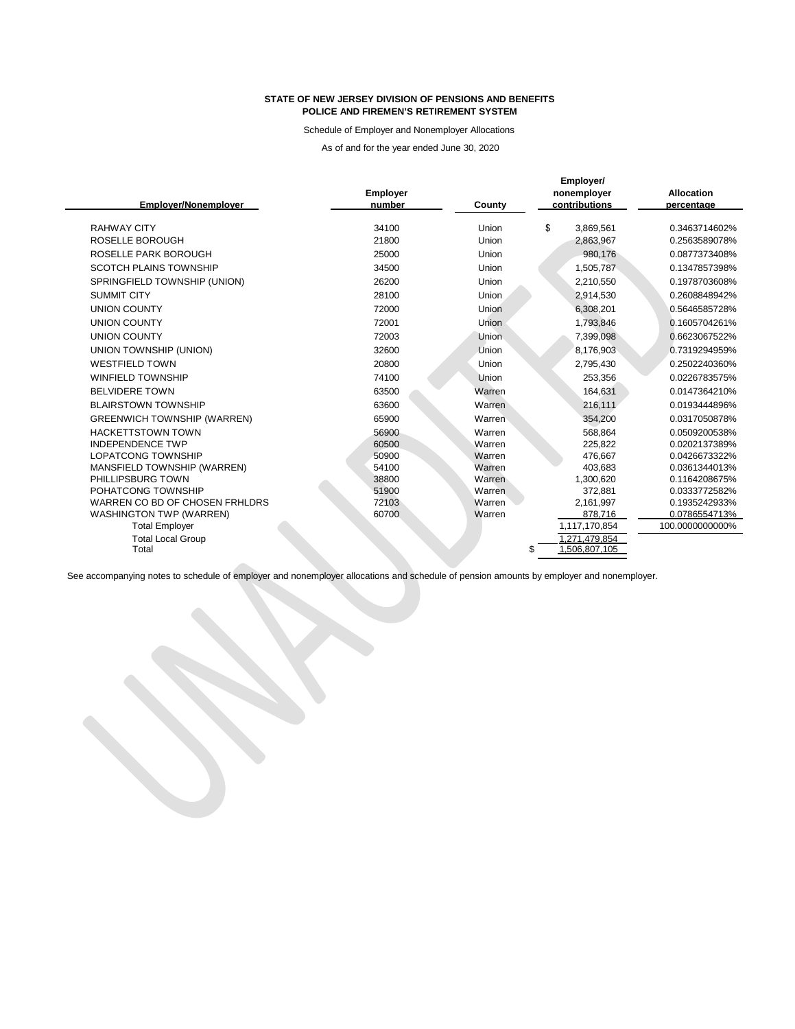**STATE OF NEW JERSEY DIVISION OF PENSIONS AND BENEFITS**
**POLICE AND FIREMEN'S RETIREMENT SYSTEM**

Schedule of Employer and Nonemployer Allocations

As of and for the year ended June 30, 2020

| Employer/Nonemployer | Employer number | County | Employer/ nonemployer contributions | Allocation percentage |
|---|---|---|---|---|
| RAHWAY CITY | 34100 | Union | $ 3,869,561 | 0.3463714602% |
| ROSELLE BOROUGH | 21800 | Union | 2,863,967 | 0.2563589078% |
| ROSELLE PARK BOROUGH | 25000 | Union | 980,176 | 0.0877373408% |
| SCOTCH PLAINS TOWNSHIP | 34500 | Union | 1,505,787 | 0.1347857398% |
| SPRINGFIELD TOWNSHIP (UNION) | 26200 | Union | 2,210,550 | 0.1978703608% |
| SUMMIT CITY | 28100 | Union | 2,914,530 | 0.2608848942% |
| UNION COUNTY | 72000 | Union | 6,308,201 | 0.5646585728% |
| UNION COUNTY | 72001 | Union | 1,793,846 | 0.1605704261% |
| UNION COUNTY | 72003 | Union | 7,399,098 | 0.6623067522% |
| UNION TOWNSHIP (UNION) | 32600 | Union | 8,176,903 | 0.7319294959% |
| WESTFIELD TOWN | 20800 | Union | 2,795,430 | 0.2502240360% |
| WINFIELD TOWNSHIP | 74100 | Union | 253,356 | 0.0226783575% |
| BELVIDERE TOWN | 63500 | Warren | 164,631 | 0.0147364210% |
| BLAIRSTOWN TOWNSHIP | 63600 | Warren | 216,111 | 0.0193444896% |
| GREENWICH TOWNSHIP (WARREN) | 65900 | Warren | 354,200 | 0.0317050878% |
| HACKETTSTOWN TOWN | 56900 | Warren | 568,864 | 0.0509200538% |
| INDEPENDENCE TWP | 60500 | Warren | 225,822 | 0.0202137389% |
| LOPATCONG TOWNSHIP | 50900 | Warren | 476,667 | 0.0426673322% |
| MANSFIELD TOWNSHIP (WARREN) | 54100 | Warren | 403,683 | 0.0361344013% |
| PHILLIPSBURG TOWN | 38800 | Warren | 1,300,620 | 0.1164208675% |
| POHATCONG TOWNSHIP | 51900 | Warren | 372,881 | 0.0333772582% |
| WARREN CO BD OF CHOSEN FRHLDRS | 72103 | Warren | 2,161,997 | 0.1935242933% |
| WASHINGTON TWP (WARREN) | 60700 | Warren | 878,716 | 0.0786554713% |
| Total Employer | | | 1,117,170,854 | 100.0000000000% |
| Total Local Group | | | 1,271,479,854 | |
| Total | | | $ 1,506,807,105 | |

See accompanying notes to schedule of employer and nonemployer allocations and schedule of pension amounts by employer and nonemployer.